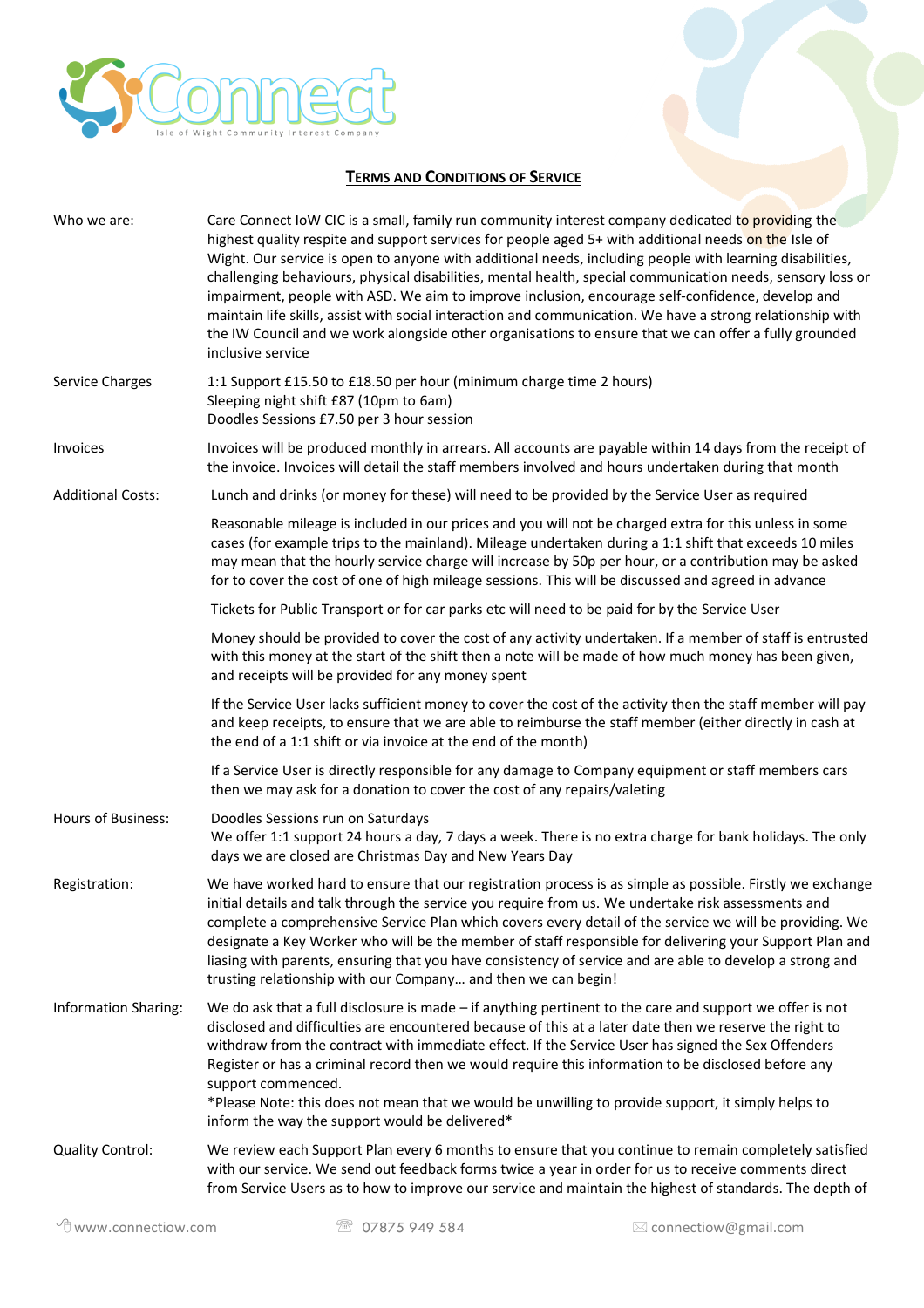Connect

Isle of Wight Community Interest Company

## TERMS AND CONDITIONS OF SERVICE

| | |
|---|---|
| Who we are: | Care Connect IoW CIC is a small, family run community interest company dedicated to providing the highest quality respite and support services for people aged 5+ with additional needs on the Isle of Wight. Our service is open to anyone with additional needs, including people with learning disabilities, challenging behaviours, physical disabilities, mental health, special communication needs, sensory loss or impairment, people with ASD. We aim to improve inclusion, encourage self-confidence, develop and maintain life skills, assist with social interaction and communication. We have a strong relationship with the IW Council and we work alongside other organisations to ensure that we can offer a fully grounded inclusive service |
| Service Charges | 1:1 Support £15.50 to £18.50 per hour (minimum charge time 2 hours)<br>Sleeping night shift £87 (10pm to 6am)<br>Doodles Sessions £7.50 per 3 hour session |
| Invoices | Invoices will be produced monthly in arrears. All accounts are payable within 14 days from the receipt of the invoice. Invoices will detail the staff members involved and hours undertaken during that month |
| Additional Costs: | Lunch and drinks (or money for these) will need to be provided by the Service User as required<br><br>Reasonable mileage is included in our prices and you will not be charged extra for this unless in some cases (for example trips to the mainland). Mileage undertaken during a 1:1 shift that exceeds 10 miles may mean that the hourly service charge will increase by 50p per hour, or a contribution may be asked for to cover the cost of one of high mileage sessions. This will be discussed and agreed in advance<br><br>Tickets for Public Transport or for car parks etc will need to be paid for by the Service User<br><br>Money should be provided to cover the cost of any activity undertaken. If a member of staff is entrusted with this money at the start of the shift then a note will be made of how much money has been given, and receipts will be provided for any money spent<br><br>If the Service User lacks sufficient money to cover the cost of the activity then the staff member will pay and keep receipts, to ensure that we are able to reimburse the staff member (either directly in cash at the end of a 1:1 shift or via invoice at the end of the month)<br><br>If a Service User is directly responsible for any damage to Company equipment or staff members cars then we may ask for a donation to cover the cost of any repairs/valeting |
| Hours of Business: | Doodles Sessions run on Saturdays<br>We offer 1:1 support 24 hours a day, 7 days a week. There is no extra charge for bank holidays. The only days we are closed are Christmas Day and New Years Day |
| Registration: | We have worked hard to ensure that our registration process is as simple as possible. Firstly we exchange initial details and talk through the service you require from us. We undertake risk assessments and complete a comprehensive Service Plan which covers every detail of the service we will be providing. We designate a Key Worker who will be the member of staff responsible for delivering your Support Plan and liasing with parents, ensuring that you have consistency of service and are able to develop a strong and trusting relationship with our Company… and then we can begin! |
| Information Sharing: | We do ask that a full disclosure is made – if anything pertinent to the care and support we offer is not disclosed and difficulties are encountered because of this at a later date then we reserve the right to withdraw from the contract with immediate effect. If the Service User has signed the Sex Offenders Register or has a criminal record then we would require this information to be disclosed before any support commenced.<br>*Please Note: this does not mean that we would be unwilling to provide support, it simply helps to inform the way the support would be delivered* |
| Quality Control: | We review each Support Plan every 6 months to ensure that you continue to remain completely satisfied with our service. We send out feedback forms twice a year in order for us to receive comments direct from Service Users as to how to improve our service and maintain the highest of standards. The depth of |

www.connectiow.com 07875 949 584 connectiow@gmail.com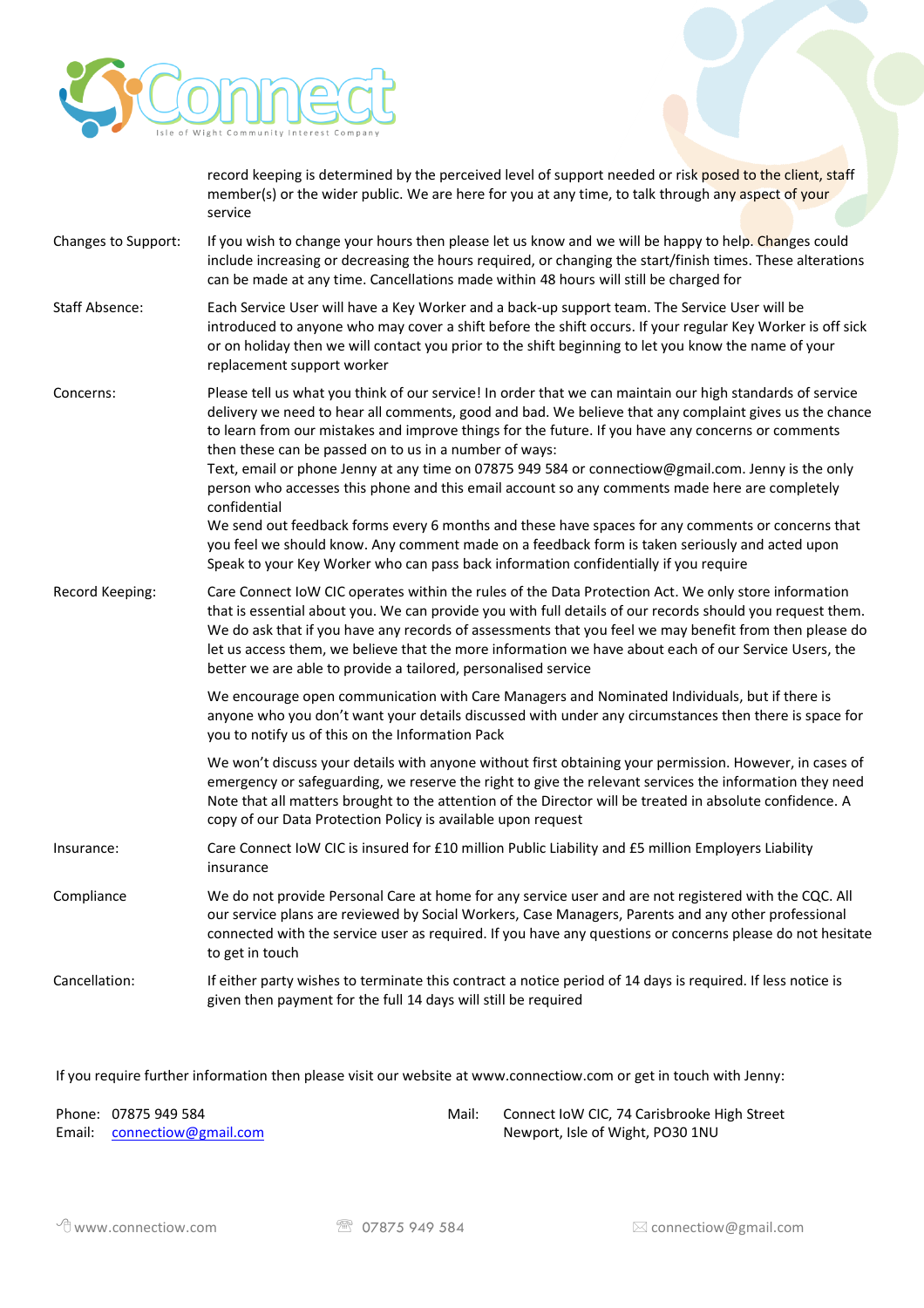record keeping is determined by the perceived level of support needed or risk posed to the client, staff member(s) or the wider public. We are here for you at any time, to talk through any aspect of your service

| | |
|---|---|
| Changes to Support: | If you wish to change your hours then please let us know and we will be happy to help. Changes could include increasing or decreasing the hours required, or changing the start/finish times. These alterations can be made at any time. Cancellations made within 48 hours will still be charged for |
| Staff Absence: | Each Service User will have a Key Worker and a back-up support team. The Service User will be introduced to anyone who may cover a shift before the shift occurs. If your regular Key Worker is off sick or on holiday then we will contact you prior to the shift beginning to let you know the name of your replacement support worker |
| Concerns: | Please tell us what you think of our service! In order that we can maintain our high standards of service delivery we need to hear all comments, good and bad. We believe that any complaint gives us the chance to learn from our mistakes and improve things for the future. If you have any concerns or comments then these can be passed on to us in a number of ways:<br>Text, email or phone Jenny at any time on 07875 949 584 or connectiow@gmail.com. Jenny is the only person who accesses this phone and this email account so any comments made here are completely confidential<br>We send out feedback forms every 6 months and these have spaces for any comments or concerns that you feel we should know. Any comment made on a feedback form is taken seriously and acted upon<br>Speak to your Key Worker who can pass back information confidentially if you require |
| Record Keeping: | Care Connect IoW CIC operates within the rules of the Data Protection Act. We only store information that is essential about you. We can provide you with full details of our records should you request them. We do ask that if you have any records of assessments that you feel we may benefit from then please do let us access them, we believe that the more information we have about each of our Service Users, the better we are able to provide a tailored, personalised service<br><br>We encourage open communication with Care Managers and Nominated Individuals, but if there is anyone who you don't want your details discussed with under any circumstances then there is space for you to notify us of this on the Information Pack<br><br>We won't discuss your details with anyone without first obtaining your permission. However, in cases of emergency or safeguarding, we reserve the right to give the relevant services the information they need Note that all matters brought to the attention of the Director will be treated in absolute confidence. A copy of our Data Protection Policy is available upon request |
| Insurance: | Care Connect IoW CIC is insured for £10 million Public Liability and £5 million Employers Liability insurance |
| Compliance | We do not provide Personal Care at home for any service user and are not registered with the CQC. All our service plans are reviewed by Social Workers, Case Managers, Parents and any other professional connected with the service user as required. If you have any questions or concerns please do not hesitate to get in touch |
| Cancellation: | If either party wishes to terminate this contract a notice period of 14 days is required. If less notice is given then payment for the full 14 days will still be required |

If you require further information then please visit our website at www.connectiow.com or get in touch with Jenny:

Phone: 07875 949 584
Email: connectiow@gmail.com

Mail: Connect IoW CIC, 74 Carisbrooke High Street
Newport, Isle of Wight, PO30 1NU